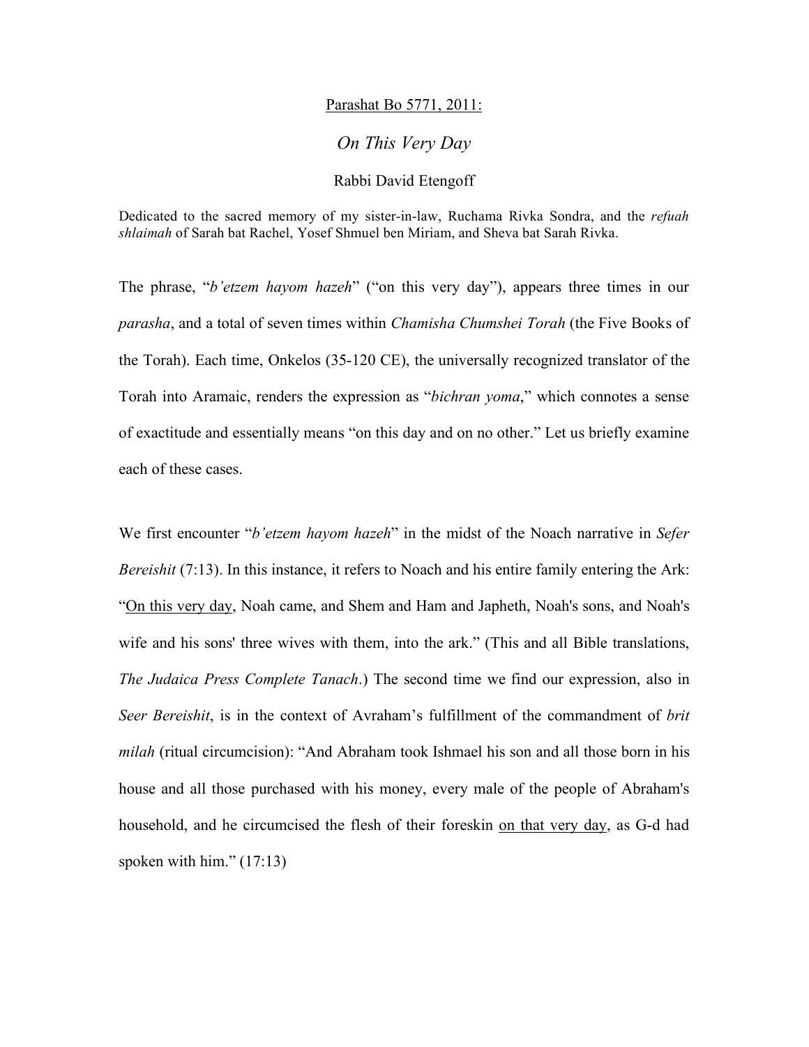Parashat Bo 5771, 2011:

# *On This Very Day*

Rabbi David Etengoff

Dedicated to the sacred memory of my sister-in-law, Ruchama Rivka Sondra, and the *refuah shlaimah* of Sarah bat Rachel, Yosef Shmuel ben Miriam, and Sheva bat Sarah Rivka.

The phrase, "*b'etzem hayom hazeh*" ("on this very day"), appears three times in our *parasha*, and a total of seven times within *Chamisha Chumshei Torah* (the Five Books of the Torah). Each time, Onkelos (35-120 CE), the universally recognized translator of the Torah into Aramaic, renders the expression as "*bichran yoma*," which connotes a sense of exactitude and essentially means "on this day and on no other." Let us briefly examine each of these cases.

We first encounter "*b'etzem hayom hazeh*" in the midst of the Noach narrative in *Sefer Bereishit* (7:13). In this instance, it refers to Noach and his entire family entering the Ark: "<u>On this very day</u>, Noah came, and Shem and Ham and Japheth, Noah's sons, and Noah's wife and his sons' three wives with them, into the ark." (This and all Bible translations, *The Judaica Press Complete Tanach*.) The second time we find our expression, also in *Seer Bereishit*, is in the context of Avraham's fulfillment of the commandment of *brit milah* (ritual circumcision): "And Abraham took Ishmael his son and all those born in his house and all those purchased with his money, every male of the people of Abraham's household, and he circumcised the flesh of their foreskin <u>on that very day</u>, as G-d had spoken with him." (17:13)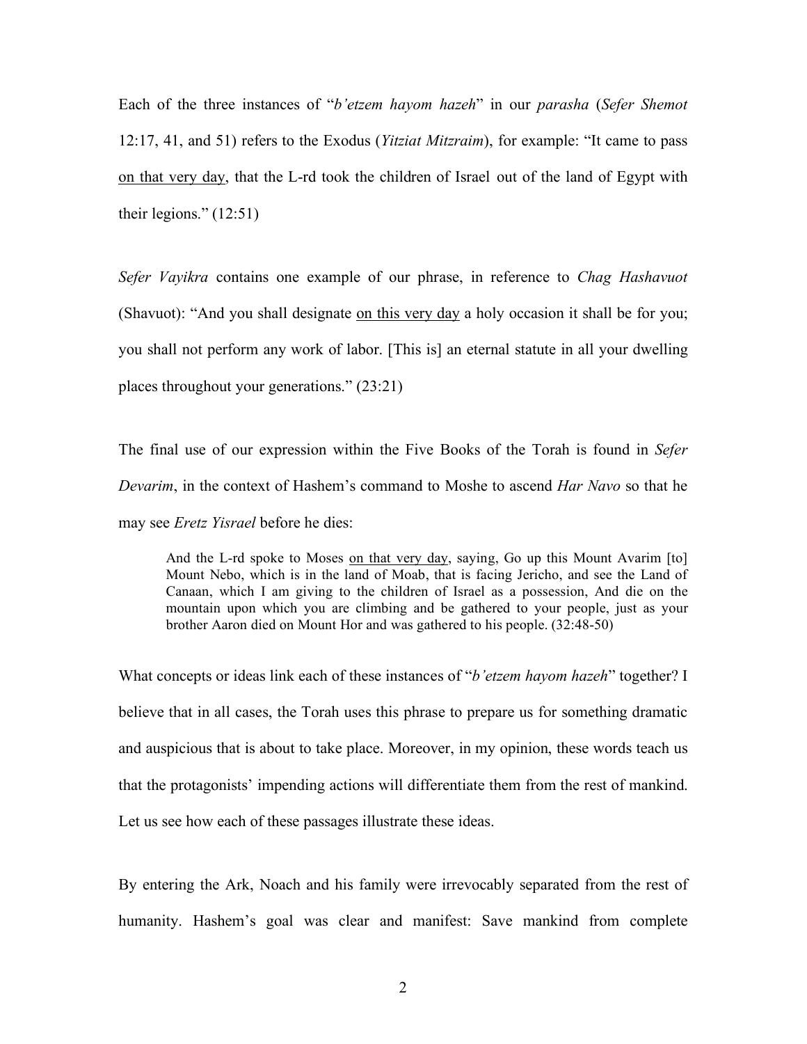Each of the three instances of "*b'etzem hayom hazeh*" in our *parasha* (*Sefer Shemot* 12:17, 41, and 51) refers to the Exodus (*Yitziat Mitzraim*), for example: "It came to pass <u>on that very day</u>, that the L-rd took the children of Israel out of the land of Egypt with their legions." (12:51)

*Sefer Vayikra* contains one example of our phrase, in reference to *Chag Hashavuot* (Shavuot): "And you shall designate <u>on this very day</u> a holy occasion it shall be for you; you shall not perform any work of labor. [This is] an eternal statute in all your dwelling places throughout your generations." (23:21)

The final use of our expression within the Five Books of the Torah is found in *Sefer Devarim*, in the context of Hashem's command to Moshe to ascend *Har Navo* so that he may see *Eretz Yisrael* before he dies:

> And the L-rd spoke to Moses <u>on that very day</u>, saying, Go up this Mount Avarim [to] Mount Nebo, which is in the land of Moab, that is facing Jericho, and see the Land of Canaan, which I am giving to the children of Israel as a possession, And die on the mountain upon which you are climbing and be gathered to your people, just as your brother Aaron died on Mount Hor and was gathered to his people. (32:48-50)

What concepts or ideas link each of these instances of "*b'etzem hayom hazeh*" together? I believe that in all cases, the Torah uses this phrase to prepare us for something dramatic and auspicious that is about to take place. Moreover, in my opinion, these words teach us that the protagonists' impending actions will differentiate them from the rest of mankind. Let us see how each of these passages illustrate these ideas.

By entering the Ark, Noach and his family were irrevocably separated from the rest of humanity. Hashem's goal was clear and manifest: Save mankind from complete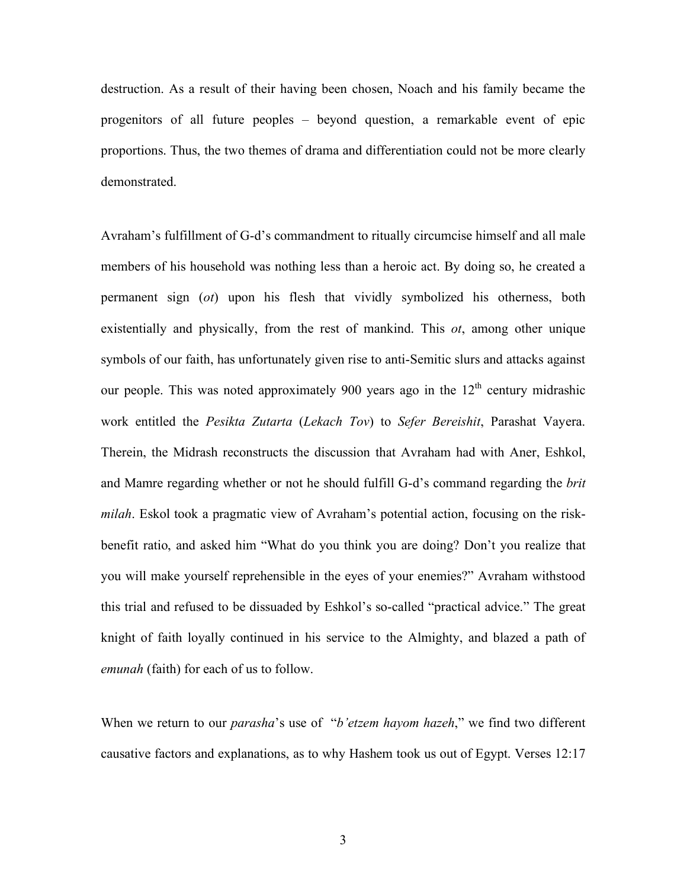destruction. As a result of their having been chosen, Noach and his family became the progenitors of all future peoples – beyond question, a remarkable event of epic proportions. Thus, the two themes of drama and differentiation could not be more clearly demonstrated.

Avraham's fulfillment of G-d's commandment to ritually circumcise himself and all male members of his household was nothing less than a heroic act. By doing so, he created a permanent sign (*ot*) upon his flesh that vividly symbolized his otherness, both existentially and physically, from the rest of mankind. This *ot*, among other unique symbols of our faith, has unfortunately given rise to anti-Semitic slurs and attacks against our people. This was noted approximately 900 years ago in the 12th century midrashic work entitled the *Pesikta Zutarta* (*Lekach Tov*) to *Sefer Bereishit*, Parashat Vayera. Therein, the Midrash reconstructs the discussion that Avraham had with Aner, Eshkol, and Mamre regarding whether or not he should fulfill G-d's command regarding the *brit milah*. Eskol took a pragmatic view of Avraham's potential action, focusing on the risk-benefit ratio, and asked him "What do you think you are doing? Don't you realize that you will make yourself reprehensible in the eyes of your enemies?" Avraham withstood this trial and refused to be dissuaded by Eshkol's so-called "practical advice." The great knight of faith loyally continued in his service to the Almighty, and blazed a path of *emunah* (faith) for each of us to follow.

When we return to our *parasha*'s use of "*b'etzem hayom hazeh*," we find two different causative factors and explanations, as to why Hashem took us out of Egypt. Verses 12:17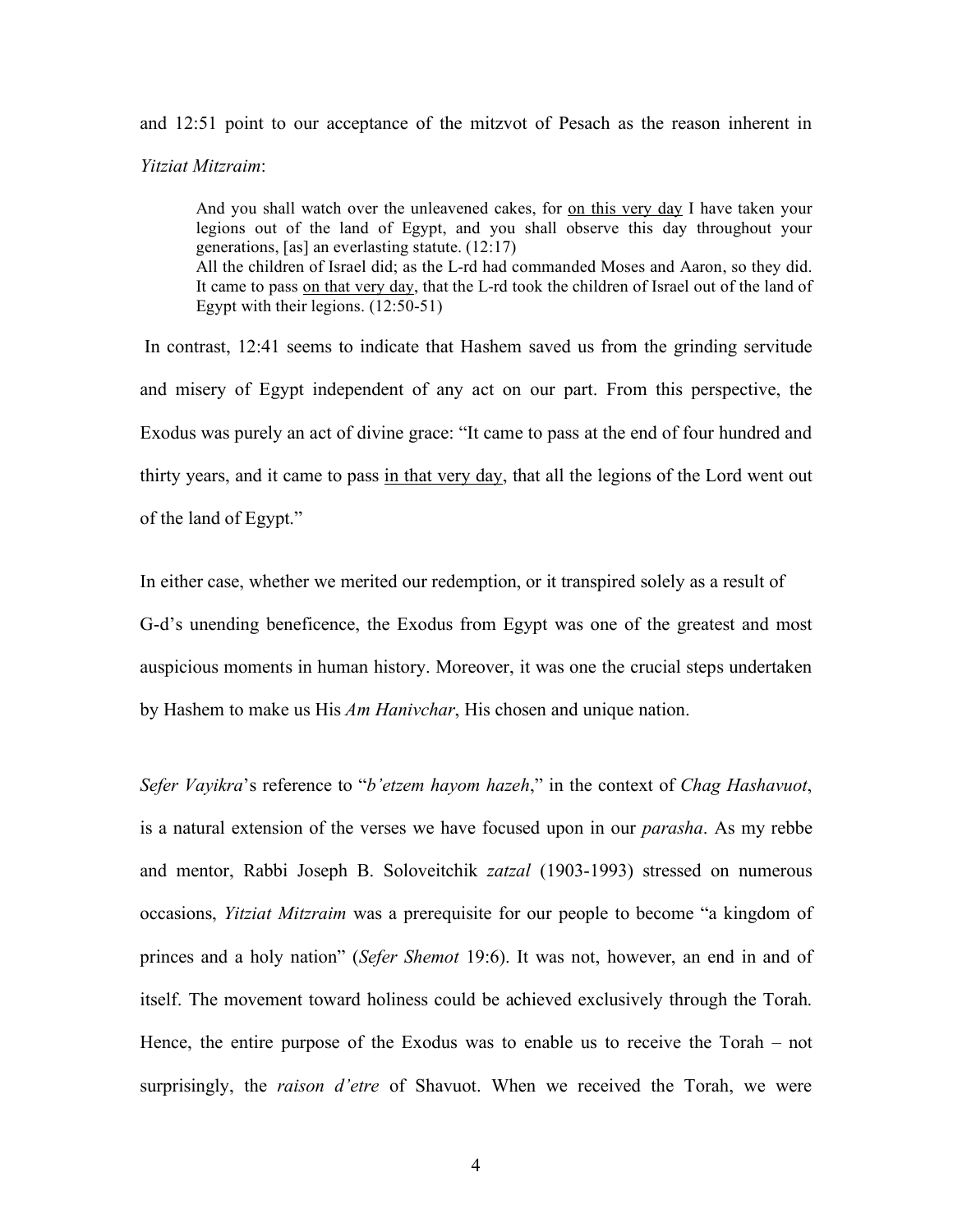and 12:51 point to our acceptance of the mitzvot of Pesach as the reason inherent in *Yitziat Mitzraim*:

> And you shall watch over the unleavened cakes, for <u>on this very day</u> I have taken your legions out of the land of Egypt, and you shall observe this day throughout your generations, [as] an everlasting statute. (12:17)
> All the children of Israel did; as the L-rd had commanded Moses and Aaron, so they did. It came to pass <u>on that very day</u>, that the L-rd took the children of Israel out of the land of Egypt with their legions. (12:50-51)

In contrast, 12:41 seems to indicate that Hashem saved us from the grinding servitude and misery of Egypt independent of any act on our part. From this perspective, the Exodus was purely an act of divine grace: "It came to pass at the end of four hundred and thirty years, and it came to pass <u>in that very day</u>, that all the legions of the Lord went out of the land of Egypt."

In either case, whether we merited our redemption, or it transpired solely as a result of G-d's unending beneficence, the Exodus from Egypt was one of the greatest and most auspicious moments in human history. Moreover, it was one the crucial steps undertaken by Hashem to make us His *Am Hanivchar*, His chosen and unique nation.

*Sefer Vayikra*'s reference to "*b'etzem hayom hazeh*," in the context of *Chag Hashavuot*, is a natural extension of the verses we have focused upon in our *parasha*. As my rebbe and mentor, Rabbi Joseph B. Soloveitchik *zatzal* (1903-1993) stressed on numerous occasions, *Yitziat Mitzraim* was a prerequisite for our people to become "a kingdom of princes and a holy nation" (*Sefer Shemot* 19:6). It was not, however, an end in and of itself. The movement toward holiness could be achieved exclusively through the Torah. Hence, the entire purpose of the Exodus was to enable us to receive the Torah – not surprisingly, the *raison d'etre* of Shavuot. When we received the Torah, we were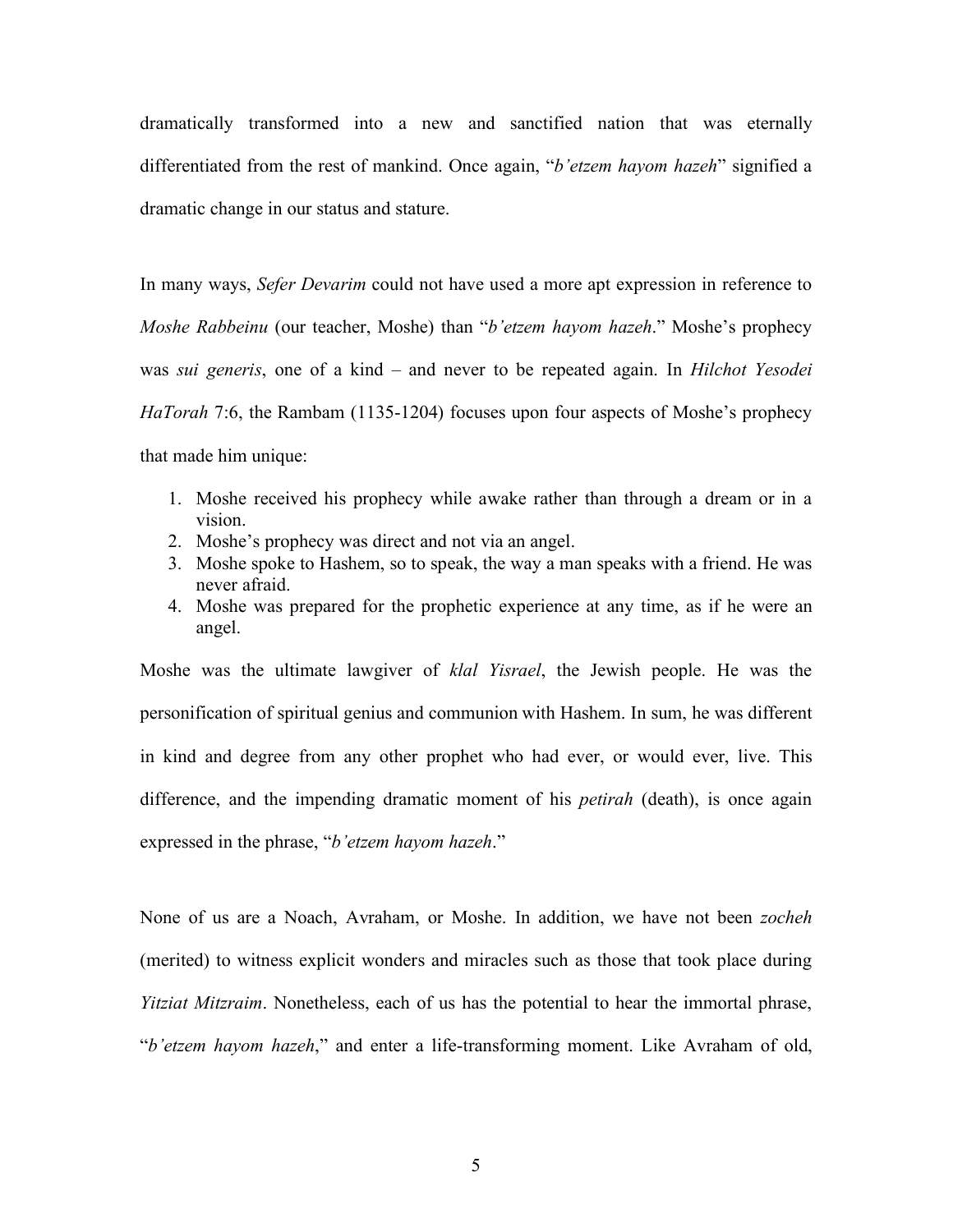dramatically transformed into a new and sanctified nation that was eternally differentiated from the rest of mankind. Once again, "*b'etzem hayom hazeh*" signified a dramatic change in our status and stature.

In many ways, *Sefer Devarim* could not have used a more apt expression in reference to *Moshe Rabbeinu* (our teacher, Moshe) than "*b'etzem hayom hazeh*." Moshe's prophecy was *sui generis*, one of a kind – and never to be repeated again. In *Hilchot Yesodei HaTorah* 7:6, the Rambam (1135-1204) focuses upon four aspects of Moshe's prophecy that made him unique:

1. Moshe received his prophecy while awake rather than through a dream or in a vision.
2. Moshe's prophecy was direct and not via an angel.
3. Moshe spoke to Hashem, so to speak, the way a man speaks with a friend. He was never afraid.
4. Moshe was prepared for the prophetic experience at any time, as if he were an angel.

Moshe was the ultimate lawgiver of *klal Yisrael*, the Jewish people. He was the personification of spiritual genius and communion with Hashem. In sum, he was different in kind and degree from any other prophet who had ever, or would ever, live. This difference, and the impending dramatic moment of his *petirah* (death), is once again expressed in the phrase, "*b'etzem hayom hazeh*."

None of us are a Noach, Avraham, or Moshe. In addition, we have not been *zocheh* (merited) to witness explicit wonders and miracles such as those that took place during *Yitziat Mitzraim*. Nonetheless, each of us has the potential to hear the immortal phrase, "*b'etzem hayom hazeh*," and enter a life-transforming moment. Like Avraham of old,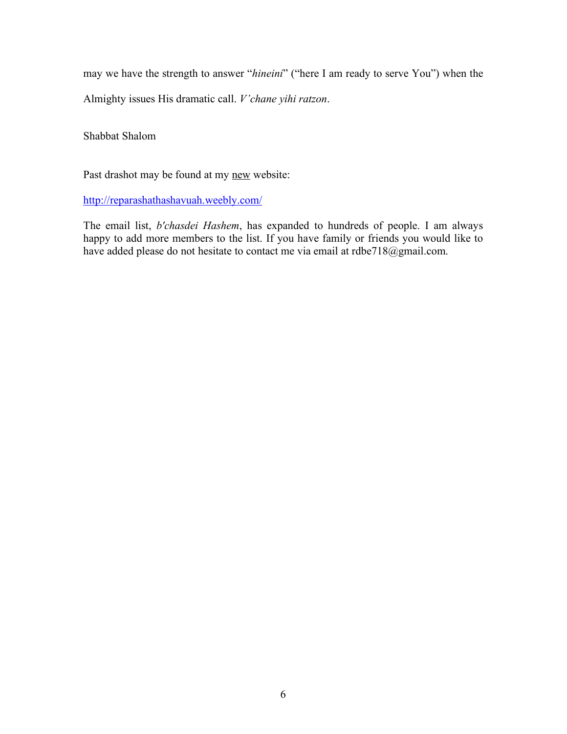may we have the strength to answer "*hineini*" ("here I am ready to serve You") when the Almighty issues His dramatic call. *V'chane yihi ratzon*.

Shabbat Shalom

Past drashot may be found at my <u>new</u> website:

[http://reparashathashavuah.weebly.com/](http://reparashathashavuah.weebly.com/)

The email list, *b'chasdei Hashem*, has expanded to hundreds of people. I am always happy to add more members to the list. If you have family or friends you would like to have added please do not hesitate to contact me via email at rdbe718@gmail.com.